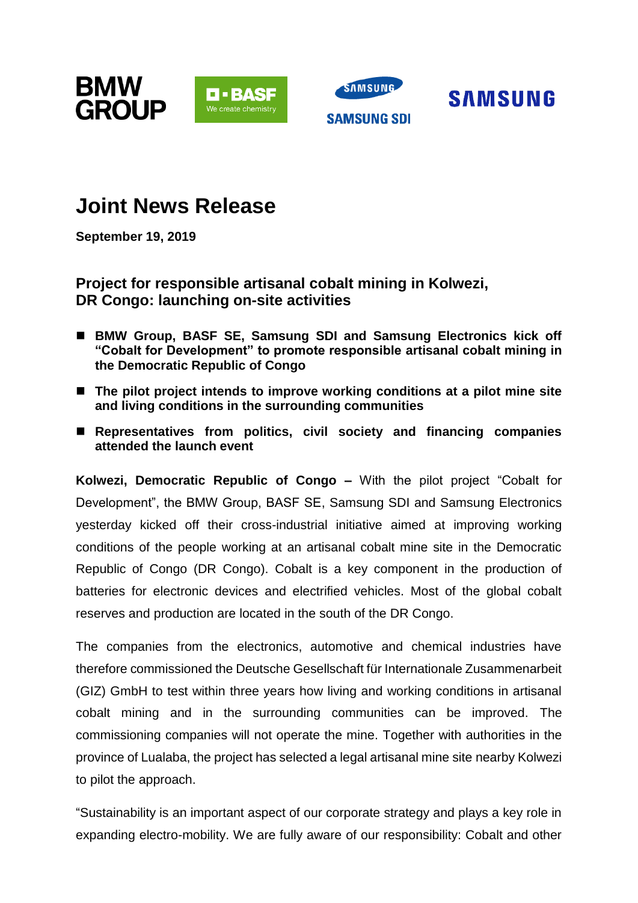BMW GROUP  BASF We create chemistry  SAMSUNG SDI  SAMSUNG

# Joint News Release

**September 19, 2019**

## Project for responsible artisanal cobalt mining in Kolwezi, DR Congo: launching on-site activities

- **BMW Group, BASF SE, Samsung SDI and Samsung Electronics kick off "Cobalt for Development" to promote responsible artisanal cobalt mining in the Democratic Republic of Congo**
- **The pilot project intends to improve working conditions at a pilot mine site and living conditions in the surrounding communities**
- **Representatives from politics, civil society and financing companies attended the launch event**

**Kolwezi, Democratic Republic of Congo –** With the pilot project "Cobalt for Development", the BMW Group, BASF SE, Samsung SDI and Samsung Electronics yesterday kicked off their cross-industrial initiative aimed at improving working conditions of the people working at an artisanal cobalt mine site in the Democratic Republic of Congo (DR Congo). Cobalt is a key component in the production of batteries for electronic devices and electrified vehicles. Most of the global cobalt reserves and production are located in the south of the DR Congo.

The companies from the electronics, automotive and chemical industries have therefore commissioned the Deutsche Gesellschaft für Internationale Zusammenarbeit (GIZ) GmbH to test within three years how living and working conditions in artisanal cobalt mining and in the surrounding communities can be improved. The commissioning companies will not operate the mine. Together with authorities in the province of Lualaba, the project has selected a legal artisanal mine site nearby Kolwezi to pilot the approach.

"Sustainability is an important aspect of our corporate strategy and plays a key role in expanding electro-mobility. We are fully aware of our responsibility: Cobalt and other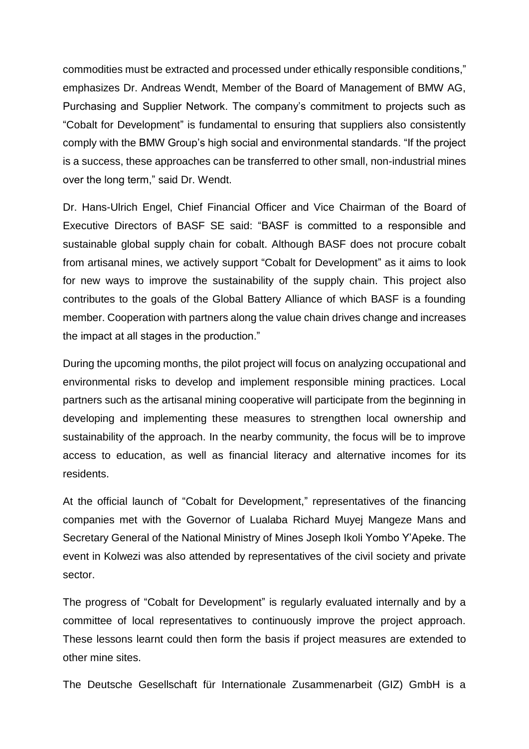commodities must be extracted and processed under ethically responsible conditions," emphasizes Dr. Andreas Wendt, Member of the Board of Management of BMW AG, Purchasing and Supplier Network. The company's commitment to projects such as "Cobalt for Development" is fundamental to ensuring that suppliers also consistently comply with the BMW Group's high social and environmental standards. "If the project is a success, these approaches can be transferred to other small, non-industrial mines over the long term," said Dr. Wendt.

Dr. Hans-Ulrich Engel, Chief Financial Officer and Vice Chairman of the Board of Executive Directors of BASF SE said: "BASF is committed to a responsible and sustainable global supply chain for cobalt. Although BASF does not procure cobalt from artisanal mines, we actively support "Cobalt for Development" as it aims to look for new ways to improve the sustainability of the supply chain. This project also contributes to the goals of the Global Battery Alliance of which BASF is a founding member. Cooperation with partners along the value chain drives change and increases the impact at all stages in the production."

During the upcoming months, the pilot project will focus on analyzing occupational and environmental risks to develop and implement responsible mining practices. Local partners such as the artisanal mining cooperative will participate from the beginning in developing and implementing these measures to strengthen local ownership and sustainability of the approach. In the nearby community, the focus will be to improve access to education, as well as financial literacy and alternative incomes for its residents.

At the official launch of "Cobalt for Development," representatives of the financing companies met with the Governor of Lualaba Richard Muyej Mangeze Mans and Secretary General of the National Ministry of Mines Joseph Ikoli Yombo Y'Apeke. The event in Kolwezi was also attended by representatives of the civil society and private sector.

The progress of "Cobalt for Development" is regularly evaluated internally and by a committee of local representatives to continuously improve the project approach. These lessons learnt could then form the basis if project measures are extended to other mine sites.

The Deutsche Gesellschaft für Internationale Zusammenarbeit (GIZ) GmbH is a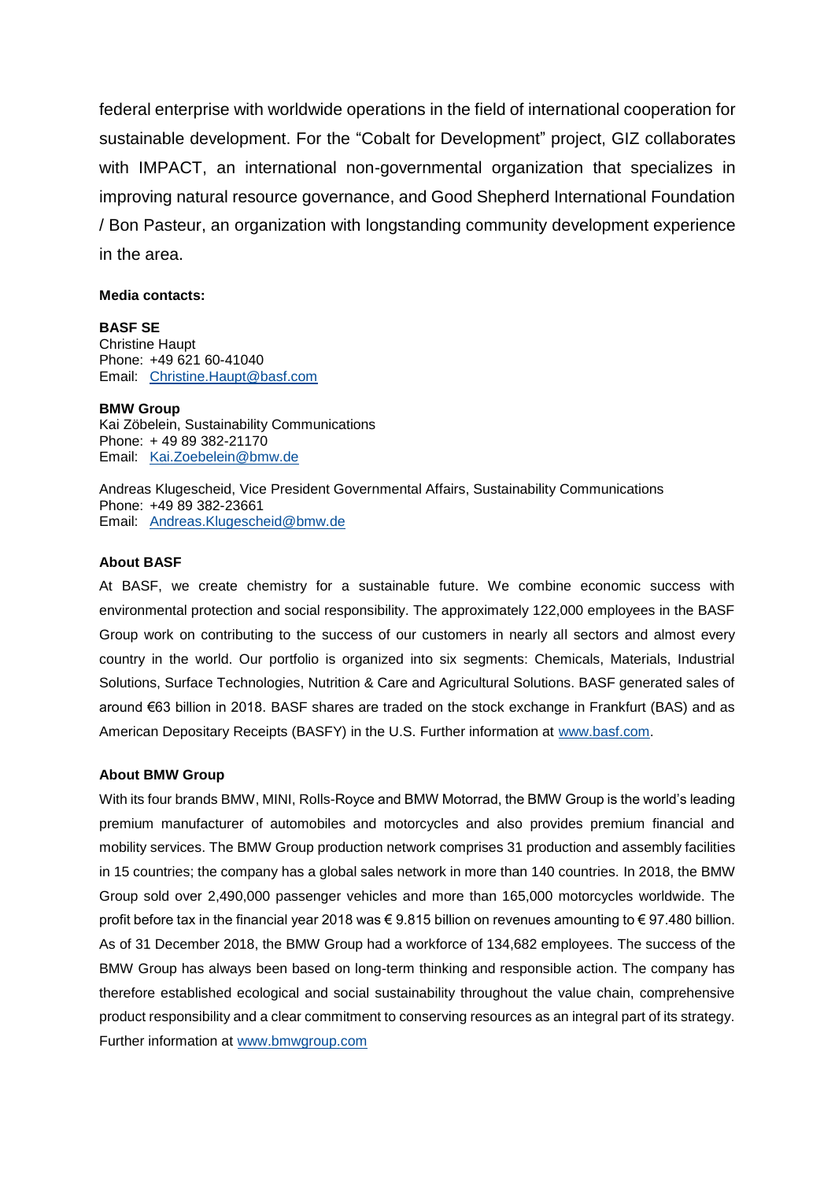federal enterprise with worldwide operations in the field of international cooperation for sustainable development. For the "Cobalt for Development" project, GIZ collaborates with IMPACT, an international non-governmental organization that specializes in improving natural resource governance, and Good Shepherd International Foundation / Bon Pasteur, an organization with longstanding community development experience in the area.

**Media contacts:**

**BASF SE**
Christine Haupt
Phone: +49 621 60-41040
Email: Christine.Haupt@basf.com

**BMW Group**
Kai Zöbelein, Sustainability Communications
Phone: + 49 89 382-21170
Email: Kai.Zoebelein@bmw.de

Andreas Klugescheid, Vice President Governmental Affairs, Sustainability Communications
Phone: +49 89 382-23661
Email: Andreas.Klugescheid@bmw.de

**About BASF**

At BASF, we create chemistry for a sustainable future. We combine economic success with environmental protection and social responsibility. The approximately 122,000 employees in the BASF Group work on contributing to the success of our customers in nearly all sectors and almost every country in the world. Our portfolio is organized into six segments: Chemicals, Materials, Industrial Solutions, Surface Technologies, Nutrition & Care and Agricultural Solutions. BASF generated sales of around €63 billion in 2018. BASF shares are traded on the stock exchange in Frankfurt (BAS) and as American Depositary Receipts (BASFY) in the U.S. Further information at www.basf.com.

**About BMW Group**

With its four brands BMW, MINI, Rolls-Royce and BMW Motorrad, the BMW Group is the world's leading premium manufacturer of automobiles and motorcycles and also provides premium financial and mobility services. The BMW Group production network comprises 31 production and assembly facilities in 15 countries; the company has a global sales network in more than 140 countries. In 2018, the BMW Group sold over 2,490,000 passenger vehicles and more than 165,000 motorcycles worldwide. The profit before tax in the financial year 2018 was € 9.815 billion on revenues amounting to € 97.480 billion. As of 31 December 2018, the BMW Group had a workforce of 134,682 employees. The success of the BMW Group has always been based on long-term thinking and responsible action. The company has therefore established ecological and social sustainability throughout the value chain, comprehensive product responsibility and a clear commitment to conserving resources as an integral part of its strategy. Further information at www.bmwgroup.com